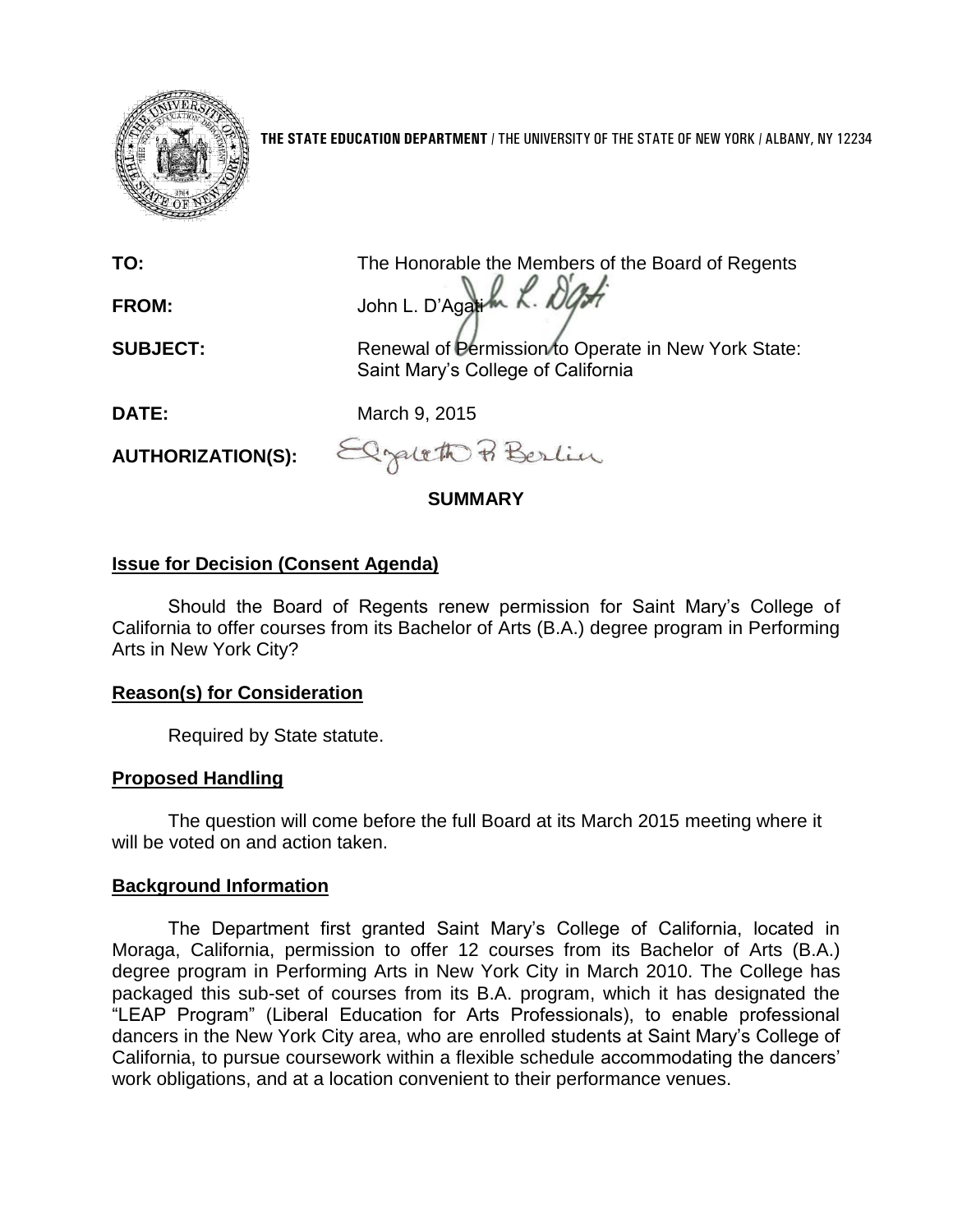**THE STATE EDUCATION DEPARTMENT** / THE UNIVERSITY OF THE STATE OF NEW YORK / ALBANY, NY 12234

**TO:** The Honorable the Members of the Board of Regents

**FROM:** John L. D'Agati

**SUBJECT:** Renewal of Permission to Operate in New York State: Saint Mary's College of California

**DATE:** March 9, 2015

**AUTHORIZATION(S):**

## SUMMARY

### Issue for Decision (Consent Agenda)

Should the Board of Regents renew permission for Saint Mary's College of California to offer courses from its Bachelor of Arts (B.A.) degree program in Performing Arts in New York City?

### Reason(s) for Consideration

Required by State statute.

### Proposed Handling

The question will come before the full Board at its March 2015 meeting where it will be voted on and action taken.

### Background Information

The Department first granted Saint Mary's College of California, located in Moraga, California, permission to offer 12 courses from its Bachelor of Arts (B.A.) degree program in Performing Arts in New York City in March 2010. The College has packaged this sub-set of courses from its B.A. program, which it has designated the "LEAP Program" (Liberal Education for Arts Professionals), to enable professional dancers in the New York City area, who are enrolled students at Saint Mary's College of California, to pursue coursework within a flexible schedule accommodating the dancers' work obligations, and at a location convenient to their performance venues.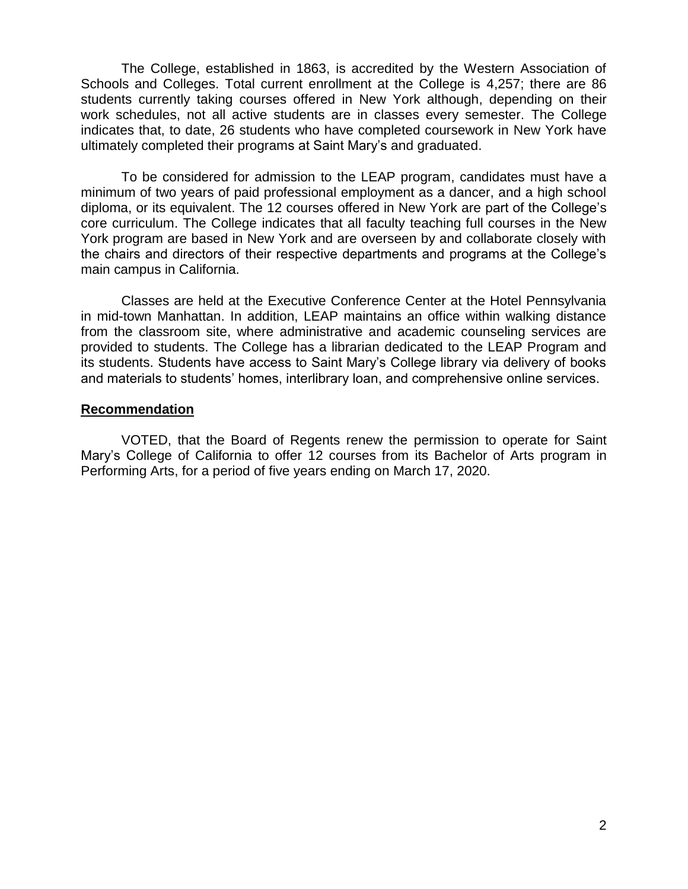The College, established in 1863, is accredited by the Western Association of Schools and Colleges. Total current enrollment at the College is 4,257; there are 86 students currently taking courses offered in New York although, depending on their work schedules, not all active students are in classes every semester. The College indicates that, to date, 26 students who have completed coursework in New York have ultimately completed their programs at Saint Mary's and graduated.

To be considered for admission to the LEAP program, candidates must have a minimum of two years of paid professional employment as a dancer, and a high school diploma, or its equivalent. The 12 courses offered in New York are part of the College's core curriculum. The College indicates that all faculty teaching full courses in the New York program are based in New York and are overseen by and collaborate closely with the chairs and directors of their respective departments and programs at the College's main campus in California.

Classes are held at the Executive Conference Center at the Hotel Pennsylvania in mid-town Manhattan. In addition, LEAP maintains an office within walking distance from the classroom site, where administrative and academic counseling services are provided to students. The College has a librarian dedicated to the LEAP Program and its students. Students have access to Saint Mary's College library via delivery of books and materials to students' homes, interlibrary loan, and comprehensive online services.

## **Recommendation**

VOTED, that the Board of Regents renew the permission to operate for Saint Mary's College of California to offer 12 courses from its Bachelor of Arts program in Performing Arts, for a period of five years ending on March 17, 2020.